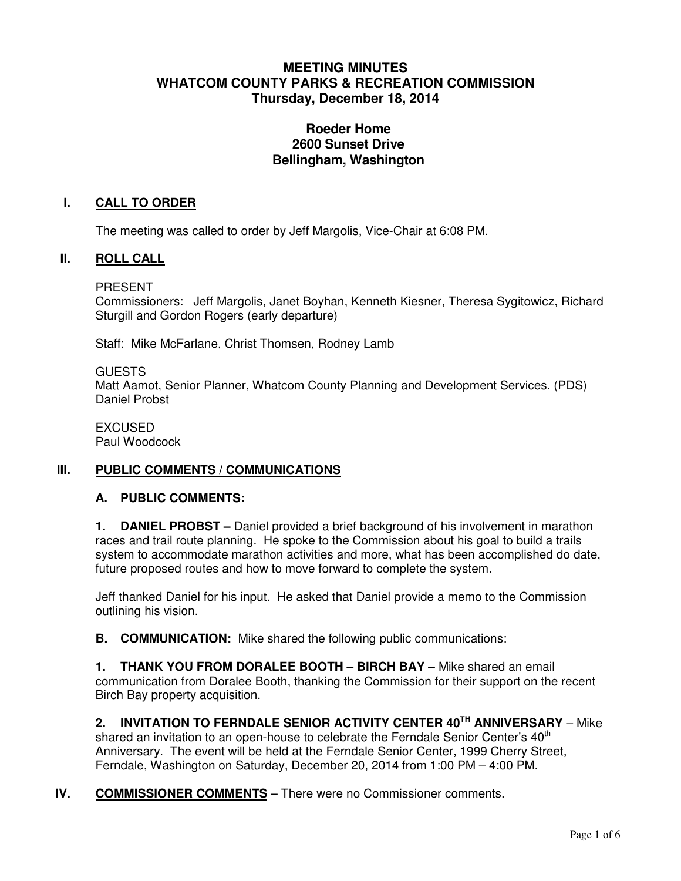# MEETING MINUTES
# WHATCOM COUNTY PARKS & RECREATION COMMISSION
# Thursday, December 18, 2014

## Roeder Home
## 2600 Sunset Drive
## Bellingham, Washington

## I. CALL TO ORDER

The meeting was called to order by Jeff Margolis, Vice-Chair at 6:08 PM.

## II. ROLL CALL

PRESENT
Commissioners: Jeff Margolis, Janet Boyhan, Kenneth Kiesner, Theresa Sygitowicz, Richard Sturgill and Gordon Rogers (early departure)

Staff: Mike McFarlane, Christ Thomsen, Rodney Lamb

GUESTS
Matt Aamot, Senior Planner, Whatcom County Planning and Development Services. (PDS)
Daniel Probst

EXCUSED
Paul Woodcock

## III. PUBLIC COMMENTS / COMMUNICATIONS

### A. PUBLIC COMMENTS:

**1. DANIEL PROBST –** Daniel provided a brief background of his involvement in marathon races and trail route planning. He spoke to the Commission about his goal to build a trails system to accommodate marathon activities and more, what has been accomplished do date, future proposed routes and how to move forward to complete the system.

Jeff thanked Daniel for his input. He asked that Daniel provide a memo to the Commission outlining his vision.

**B. COMMUNICATION:** Mike shared the following public communications:

**1. THANK YOU FROM DORALEE BOOTH – BIRCH BAY –** Mike shared an email communication from Doralee Booth, thanking the Commission for their support on the recent Birch Bay property acquisition.

**2. INVITATION TO FERNDALE SENIOR ACTIVITY CENTER 40TH ANNIVERSARY** – Mike shared an invitation to an open-house to celebrate the Ferndale Senior Center's 40th Anniversary. The event will be held at the Ferndale Senior Center, 1999 Cherry Street, Ferndale, Washington on Saturday, December 20, 2014 from 1:00 PM – 4:00 PM.

## IV. COMMISSIONER COMMENTS – There were no Commissioner comments.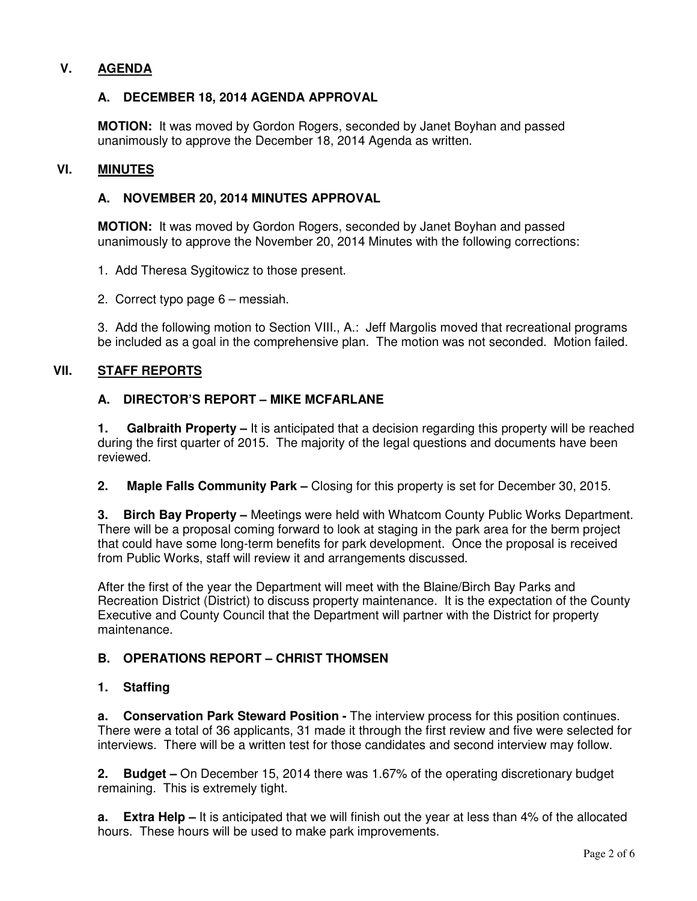## V. AGENDA

### A. DECEMBER 18, 2014 AGENDA APPROVAL

**MOTION:** It was moved by Gordon Rogers, seconded by Janet Boyhan and passed unanimously to approve the December 18, 2014 Agenda as written.

## VI. MINUTES

### A. NOVEMBER 20, 2014 MINUTES APPROVAL

**MOTION:** It was moved by Gordon Rogers, seconded by Janet Boyhan and passed unanimously to approve the November 20, 2014 Minutes with the following corrections:

1. Add Theresa Sygitowicz to those present.

2. Correct typo page 6 – messiah.

3. Add the following motion to Section VIII., A.: Jeff Margolis moved that recreational programs be included as a goal in the comprehensive plan. The motion was not seconded. Motion failed.

## VII. STAFF REPORTS

### A. DIRECTOR'S REPORT – MIKE MCFARLANE

**1. Galbraith Property –** It is anticipated that a decision regarding this property will be reached during the first quarter of 2015. The majority of the legal questions and documents have been reviewed.

**2. Maple Falls Community Park –** Closing for this property is set for December 30, 2015.

**3. Birch Bay Property –** Meetings were held with Whatcom County Public Works Department. There will be a proposal coming forward to look at staging in the park area for the berm project that could have some long-term benefits for park development. Once the proposal is received from Public Works, staff will review it and arrangements discussed.

After the first of the year the Department will meet with the Blaine/Birch Bay Parks and Recreation District (District) to discuss property maintenance. It is the expectation of the County Executive and County Council that the Department will partner with the District for property maintenance.

### B. OPERATIONS REPORT – CHRIST THOMSEN

#### 1. Staffing

**a. Conservation Park Steward Position -** The interview process for this position continues. There were a total of 36 applicants, 31 made it through the first review and five were selected for interviews. There will be a written test for those candidates and second interview may follow.

**2. Budget –** On December 15, 2014 there was 1.67% of the operating discretionary budget remaining. This is extremely tight.

**a. Extra Help –** It is anticipated that we will finish out the year at less than 4% of the allocated hours. These hours will be used to make park improvements.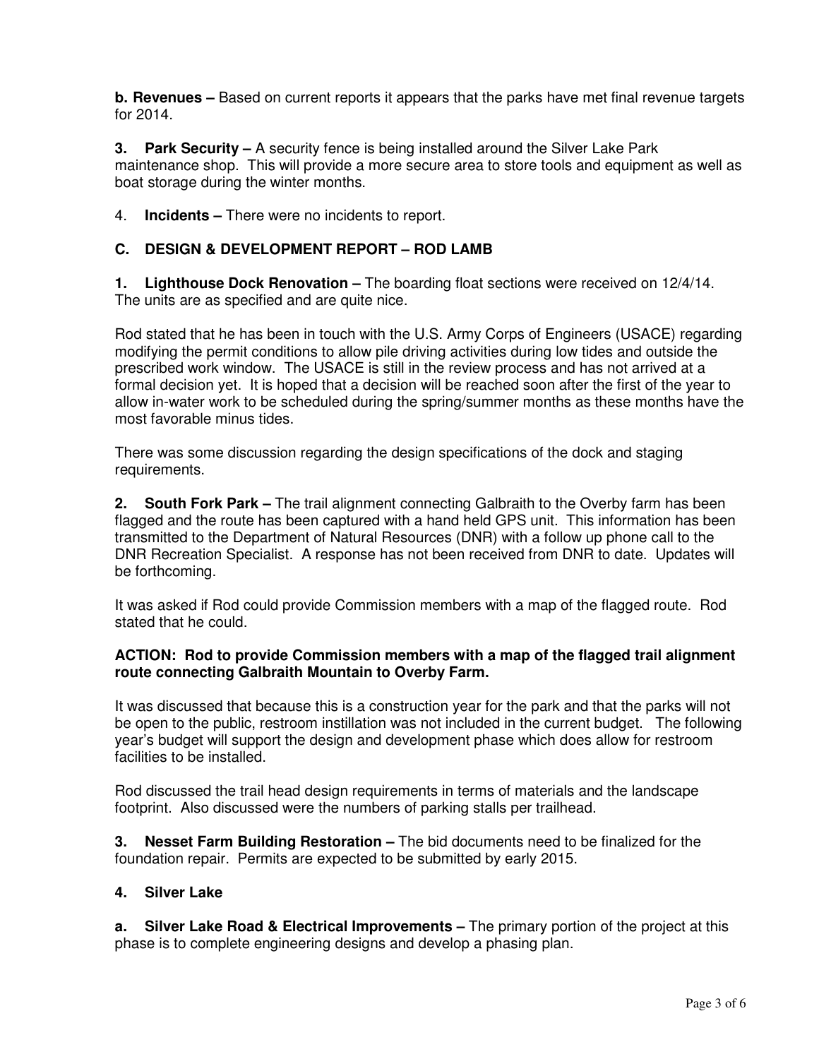**b. Revenues –** Based on current reports it appears that the parks have met final revenue targets for 2014.

**3. Park Security –** A security fence is being installed around the Silver Lake Park maintenance shop. This will provide a more secure area to store tools and equipment as well as boat storage during the winter months.

4. **Incidents –** There were no incidents to report.

## C. DESIGN & DEVELOPMENT REPORT – ROD LAMB

**1. Lighthouse Dock Renovation –** The boarding float sections were received on 12/4/14. The units are as specified and are quite nice.

Rod stated that he has been in touch with the U.S. Army Corps of Engineers (USACE) regarding modifying the permit conditions to allow pile driving activities during low tides and outside the prescribed work window. The USACE is still in the review process and has not arrived at a formal decision yet. It is hoped that a decision will be reached soon after the first of the year to allow in-water work to be scheduled during the spring/summer months as these months have the most favorable minus tides.

There was some discussion regarding the design specifications of the dock and staging requirements.

**2. South Fork Park –** The trail alignment connecting Galbraith to the Overby farm has been flagged and the route has been captured with a hand held GPS unit. This information has been transmitted to the Department of Natural Resources (DNR) with a follow up phone call to the DNR Recreation Specialist. A response has not been received from DNR to date. Updates will be forthcoming.

It was asked if Rod could provide Commission members with a map of the flagged route. Rod stated that he could.

**ACTION: Rod to provide Commission members with a map of the flagged trail alignment route connecting Galbraith Mountain to Overby Farm.**

It was discussed that because this is a construction year for the park and that the parks will not be open to the public, restroom instillation was not included in the current budget. The following year's budget will support the design and development phase which does allow for restroom facilities to be installed.

Rod discussed the trail head design requirements in terms of materials and the landscape footprint. Also discussed were the numbers of parking stalls per trailhead.

**3. Nesset Farm Building Restoration –** The bid documents need to be finalized for the foundation repair. Permits are expected to be submitted by early 2015.

**4. Silver Lake**

**a. Silver Lake Road & Electrical Improvements –** The primary portion of the project at this phase is to complete engineering designs and develop a phasing plan.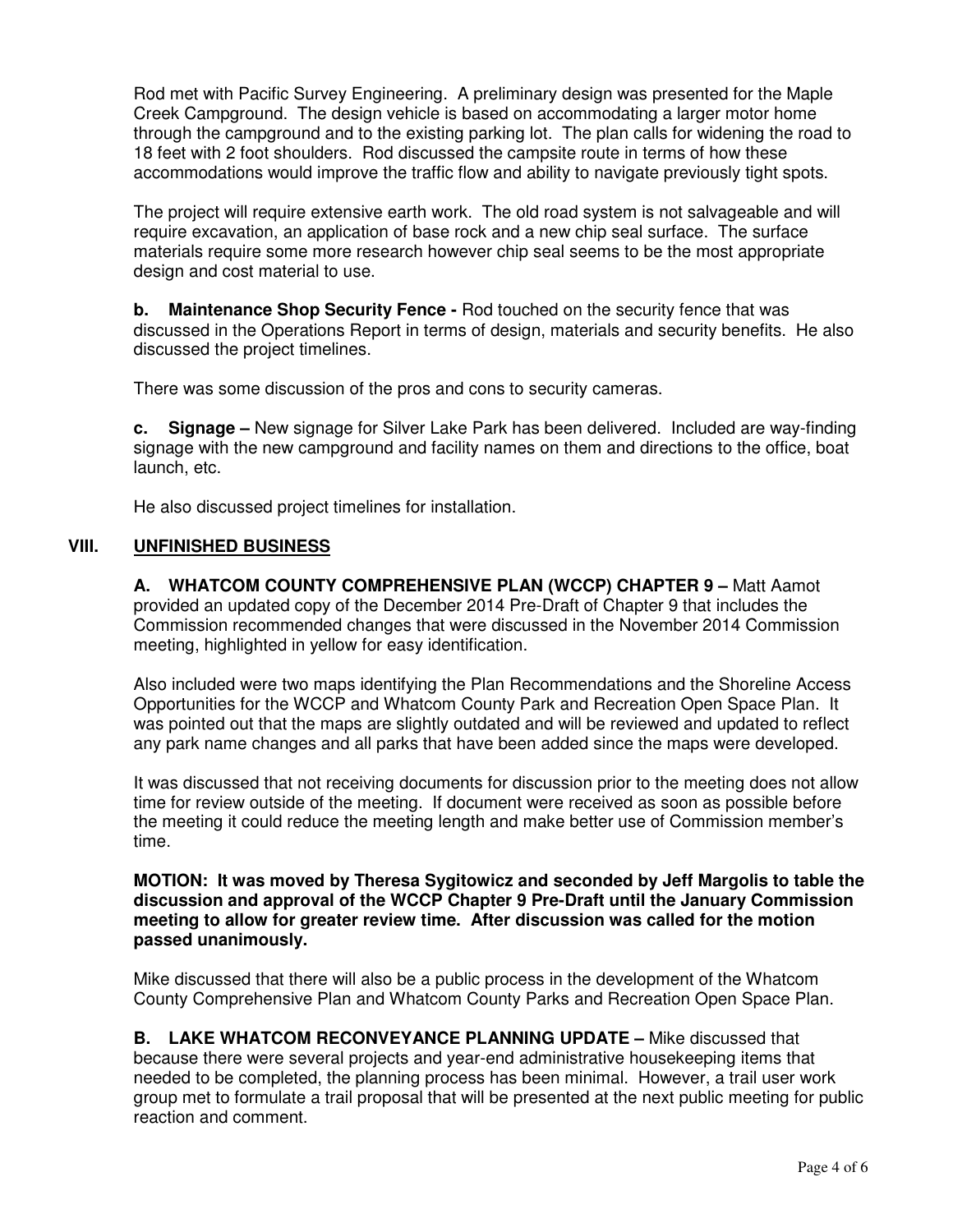Rod met with Pacific Survey Engineering. A preliminary design was presented for the Maple Creek Campground. The design vehicle is based on accommodating a larger motor home through the campground and to the existing parking lot. The plan calls for widening the road to 18 feet with 2 foot shoulders. Rod discussed the campsite route in terms of how these accommodations would improve the traffic flow and ability to navigate previously tight spots.

The project will require extensive earth work. The old road system is not salvageable and will require excavation, an application of base rock and a new chip seal surface. The surface materials require some more research however chip seal seems to be the most appropriate design and cost material to use.

**b. Maintenance Shop Security Fence -** Rod touched on the security fence that was discussed in the Operations Report in terms of design, materials and security benefits. He also discussed the project timelines.

There was some discussion of the pros and cons to security cameras.

**c. Signage –** New signage for Silver Lake Park has been delivered. Included are way-finding signage with the new campground and facility names on them and directions to the office, boat launch, etc.

He also discussed project timelines for installation.

## VIII. UNFINISHED BUSINESS

**A. WHATCOM COUNTY COMPREHENSIVE PLAN (WCCP) CHAPTER 9 –** Matt Aamot provided an updated copy of the December 2014 Pre-Draft of Chapter 9 that includes the Commission recommended changes that were discussed in the November 2014 Commission meeting, highlighted in yellow for easy identification.

Also included were two maps identifying the Plan Recommendations and the Shoreline Access Opportunities for the WCCP and Whatcom County Park and Recreation Open Space Plan. It was pointed out that the maps are slightly outdated and will be reviewed and updated to reflect any park name changes and all parks that have been added since the maps were developed.

It was discussed that not receiving documents for discussion prior to the meeting does not allow time for review outside of the meeting. If document were received as soon as possible before the meeting it could reduce the meeting length and make better use of Commission member's time.

**MOTION: It was moved by Theresa Sygitowicz and seconded by Jeff Margolis to table the discussion and approval of the WCCP Chapter 9 Pre-Draft until the January Commission meeting to allow for greater review time. After discussion was called for the motion passed unanimously.**

Mike discussed that there will also be a public process in the development of the Whatcom County Comprehensive Plan and Whatcom County Parks and Recreation Open Space Plan.

**B. LAKE WHATCOM RECONVEYANCE PLANNING UPDATE –** Mike discussed that because there were several projects and year-end administrative housekeeping items that needed to be completed, the planning process has been minimal. However, a trail user work group met to formulate a trail proposal that will be presented at the next public meeting for public reaction and comment.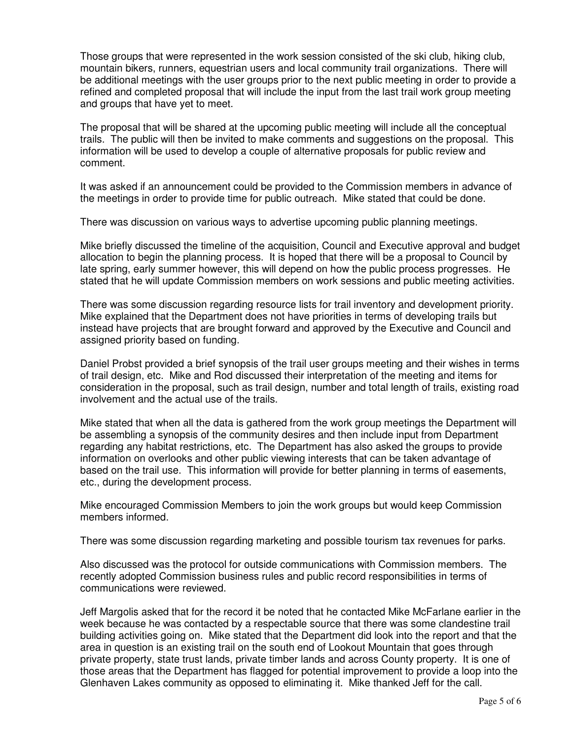Those groups that were represented in the work session consisted of the ski club, hiking club, mountain bikers, runners, equestrian users and local community trail organizations. There will be additional meetings with the user groups prior to the next public meeting in order to provide a refined and completed proposal that will include the input from the last trail work group meeting and groups that have yet to meet.

The proposal that will be shared at the upcoming public meeting will include all the conceptual trails. The public will then be invited to make comments and suggestions on the proposal. This information will be used to develop a couple of alternative proposals for public review and comment.

It was asked if an announcement could be provided to the Commission members in advance of the meetings in order to provide time for public outreach. Mike stated that could be done.

There was discussion on various ways to advertise upcoming public planning meetings.

Mike briefly discussed the timeline of the acquisition, Council and Executive approval and budget allocation to begin the planning process. It is hoped that there will be a proposal to Council by late spring, early summer however, this will depend on how the public process progresses. He stated that he will update Commission members on work sessions and public meeting activities.

There was some discussion regarding resource lists for trail inventory and development priority. Mike explained that the Department does not have priorities in terms of developing trails but instead have projects that are brought forward and approved by the Executive and Council and assigned priority based on funding.

Daniel Probst provided a brief synopsis of the trail user groups meeting and their wishes in terms of trail design, etc. Mike and Rod discussed their interpretation of the meeting and items for consideration in the proposal, such as trail design, number and total length of trails, existing road involvement and the actual use of the trails.

Mike stated that when all the data is gathered from the work group meetings the Department will be assembling a synopsis of the community desires and then include input from Department regarding any habitat restrictions, etc. The Department has also asked the groups to provide information on overlooks and other public viewing interests that can be taken advantage of based on the trail use. This information will provide for better planning in terms of easements, etc., during the development process.

Mike encouraged Commission Members to join the work groups but would keep Commission members informed.

There was some discussion regarding marketing and possible tourism tax revenues for parks.

Also discussed was the protocol for outside communications with Commission members. The recently adopted Commission business rules and public record responsibilities in terms of communications were reviewed.

Jeff Margolis asked that for the record it be noted that he contacted Mike McFarlane earlier in the week because he was contacted by a respectable source that there was some clandestine trail building activities going on. Mike stated that the Department did look into the report and that the area in question is an existing trail on the south end of Lookout Mountain that goes through private property, state trust lands, private timber lands and across County property. It is one of those areas that the Department has flagged for potential improvement to provide a loop into the Glenhaven Lakes community as opposed to eliminating it. Mike thanked Jeff for the call.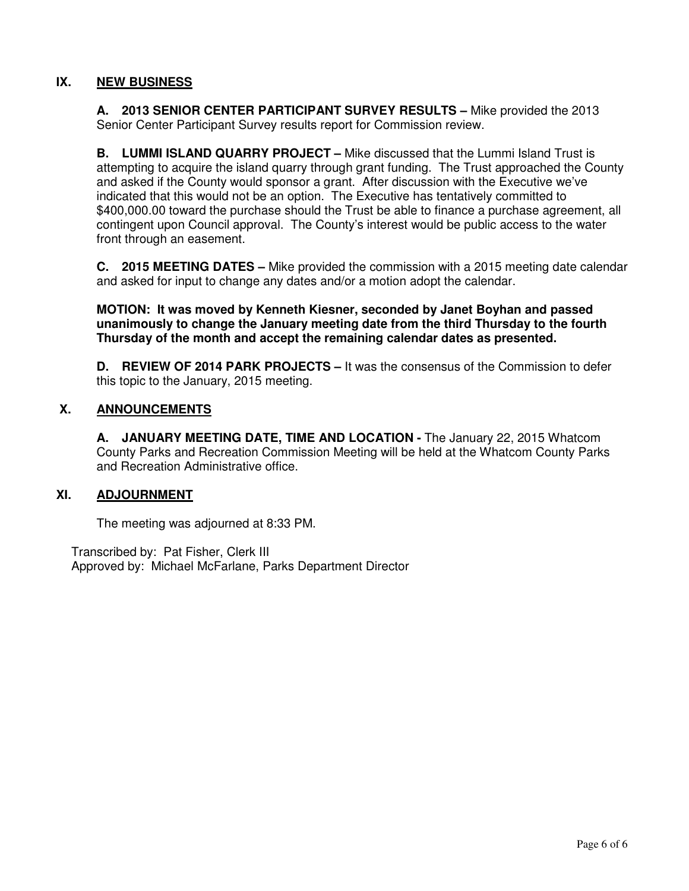## IX. NEW BUSINESS

**A. 2013 SENIOR CENTER PARTICIPANT SURVEY RESULTS –** Mike provided the 2013 Senior Center Participant Survey results report for Commission review.

**B. LUMMI ISLAND QUARRY PROJECT –** Mike discussed that the Lummi Island Trust is attempting to acquire the island quarry through grant funding. The Trust approached the County and asked if the County would sponsor a grant. After discussion with the Executive we've indicated that this would not be an option. The Executive has tentatively committed to $400,000.00 toward the purchase should the Trust be able to finance a purchase agreement, all contingent upon Council approval. The County's interest would be public access to the water front through an easement.

**C. 2015 MEETING DATES –** Mike provided the commission with a 2015 meeting date calendar and asked for input to change any dates and/or a motion adopt the calendar.

**MOTION: It was moved by Kenneth Kiesner, seconded by Janet Boyhan and passed unanimously to change the January meeting date from the third Thursday to the fourth Thursday of the month and accept the remaining calendar dates as presented.**

**D. REVIEW OF 2014 PARK PROJECTS –** It was the consensus of the Commission to defer this topic to the January, 2015 meeting.

## X. ANNOUNCEMENTS

**A. JANUARY MEETING DATE, TIME AND LOCATION -** The January 22, 2015 Whatcom County Parks and Recreation Commission Meeting will be held at the Whatcom County Parks and Recreation Administrative office.

## XI. ADJOURNMENT

The meeting was adjourned at 8:33 PM.

Transcribed by: Pat Fisher, Clerk III
Approved by: Michael McFarlane, Parks Department Director